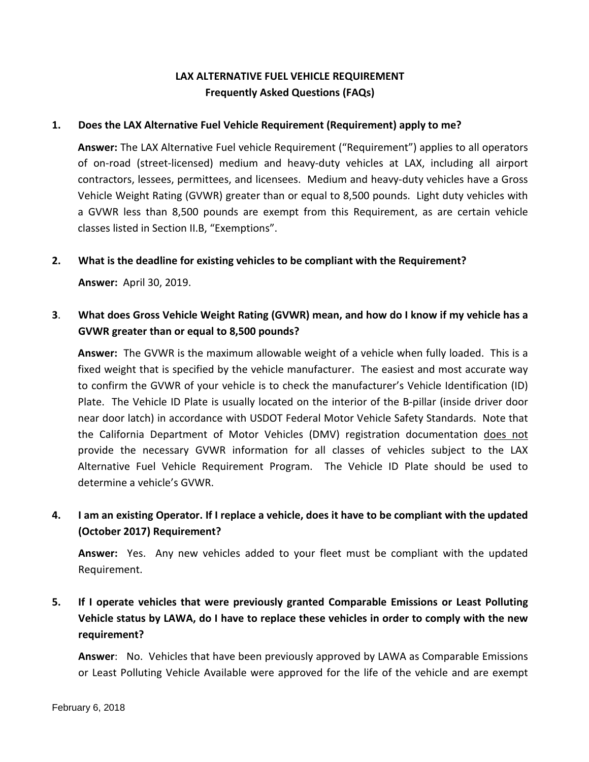# LAX ALTERNATIVE FUEL VEHICLE REQUIREMENT
## Frequently Asked Questions (FAQs)

**1. Does the LAX Alternative Fuel Vehicle Requirement (Requirement) apply to me?**

**Answer:** The LAX Alternative Fuel vehicle Requirement ("Requirement") applies to all operators of on-road (street-licensed) medium and heavy-duty vehicles at LAX, including all airport contractors, lessees, permittees, and licensees. Medium and heavy-duty vehicles have a Gross Vehicle Weight Rating (GVWR) greater than or equal to 8,500 pounds. Light duty vehicles with a GVWR less than 8,500 pounds are exempt from this Requirement, as are certain vehicle classes listed in Section II.B, "Exemptions".

**2. What is the deadline for existing vehicles to be compliant with the Requirement?**

**Answer:** April 30, 2019.

**3. What does Gross Vehicle Weight Rating (GVWR) mean, and how do I know if my vehicle has a GVWR greater than or equal to 8,500 pounds?**

**Answer:** The GVWR is the maximum allowable weight of a vehicle when fully loaded. This is a fixed weight that is specified by the vehicle manufacturer. The easiest and most accurate way to confirm the GVWR of your vehicle is to check the manufacturer's Vehicle Identification (ID) Plate. The Vehicle ID Plate is usually located on the interior of the B-pillar (inside driver door near door latch) in accordance with USDOT Federal Motor Vehicle Safety Standards. Note that the California Department of Motor Vehicles (DMV) registration documentation <u>does not</u> provide the necessary GVWR information for all classes of vehicles subject to the LAX Alternative Fuel Vehicle Requirement Program. The Vehicle ID Plate should be used to determine a vehicle's GVWR.

**4. I am an existing Operator. If I replace a vehicle, does it have to be compliant with the updated (October 2017) Requirement?**

**Answer:** Yes. Any new vehicles added to your fleet must be compliant with the updated Requirement.

**5. If I operate vehicles that were previously granted Comparable Emissions or Least Polluting Vehicle status by LAWA, do I have to replace these vehicles in order to comply with the new requirement?**

**Answer**: No. Vehicles that have been previously approved by LAWA as Comparable Emissions or Least Polluting Vehicle Available were approved for the life of the vehicle and are exempt

February 6, 2018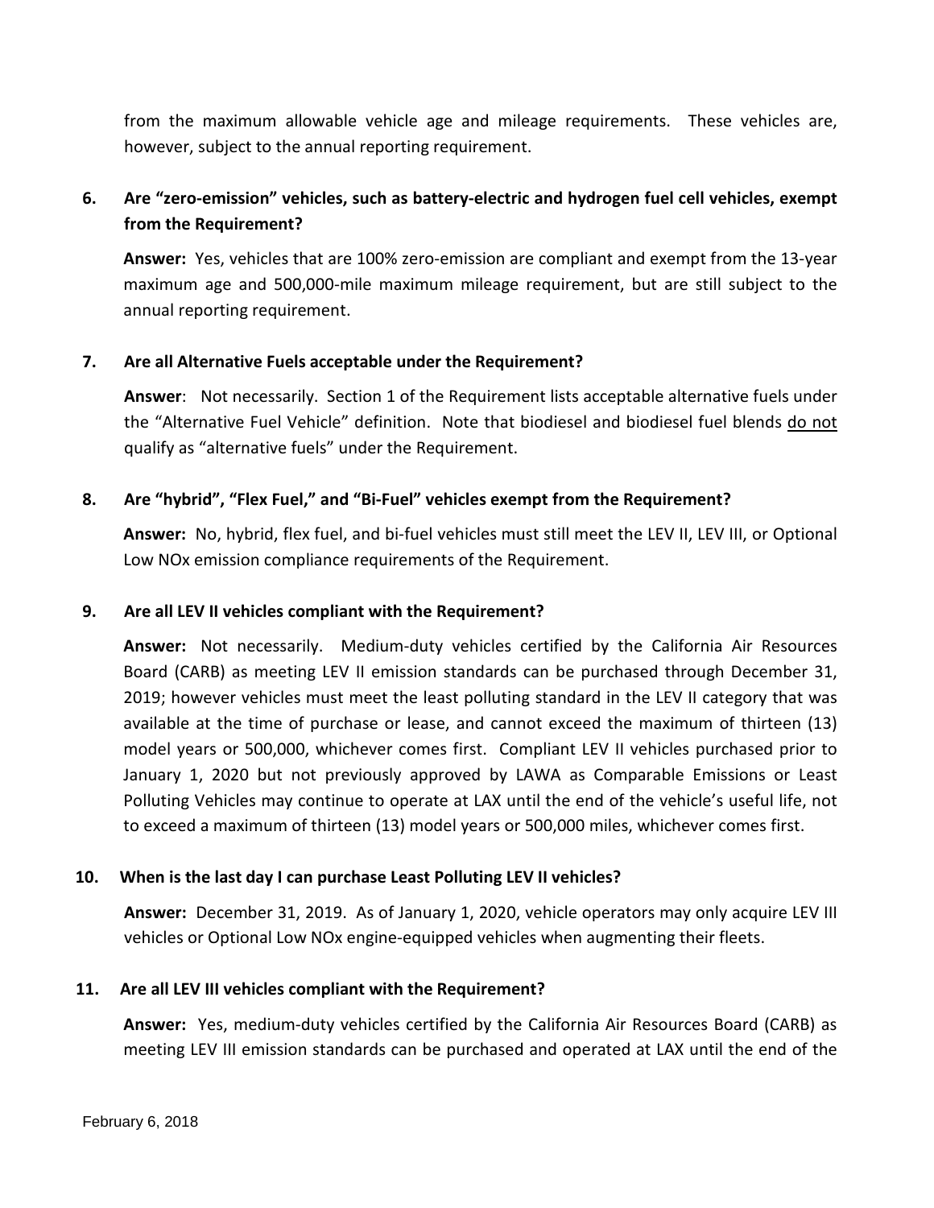from the maximum allowable vehicle age and mileage requirements. These vehicles are, however, subject to the annual reporting requirement.

**6. Are "zero-emission" vehicles, such as battery-electric and hydrogen fuel cell vehicles, exempt from the Requirement?**

**Answer:** Yes, vehicles that are 100% zero-emission are compliant and exempt from the 13-year maximum age and 500,000-mile maximum mileage requirement, but are still subject to the annual reporting requirement.

**7. Are all Alternative Fuels acceptable under the Requirement?**

**Answer**: Not necessarily. Section 1 of the Requirement lists acceptable alternative fuels under the "Alternative Fuel Vehicle" definition. Note that biodiesel and biodiesel fuel blends <u>do not</u> qualify as "alternative fuels" under the Requirement.

**8. Are "hybrid", "Flex Fuel," and "Bi-Fuel" vehicles exempt from the Requirement?**

**Answer:** No, hybrid, flex fuel, and bi-fuel vehicles must still meet the LEV II, LEV III, or Optional Low NOx emission compliance requirements of the Requirement.

**9. Are all LEV II vehicles compliant with the Requirement?**

**Answer:** Not necessarily. Medium-duty vehicles certified by the California Air Resources Board (CARB) as meeting LEV II emission standards can be purchased through December 31, 2019; however vehicles must meet the least polluting standard in the LEV II category that was available at the time of purchase or lease, and cannot exceed the maximum of thirteen (13) model years or 500,000, whichever comes first. Compliant LEV II vehicles purchased prior to January 1, 2020 but not previously approved by LAWA as Comparable Emissions or Least Polluting Vehicles may continue to operate at LAX until the end of the vehicle's useful life, not to exceed a maximum of thirteen (13) model years or 500,000 miles, whichever comes first.

**10. When is the last day I can purchase Least Polluting LEV II vehicles?**

**Answer:** December 31, 2019. As of January 1, 2020, vehicle operators may only acquire LEV III vehicles or Optional Low NOx engine-equipped vehicles when augmenting their fleets.

**11. Are all LEV III vehicles compliant with the Requirement?**

**Answer:** Yes, medium-duty vehicles certified by the California Air Resources Board (CARB) as meeting LEV III emission standards can be purchased and operated at LAX until the end of the

February 6, 2018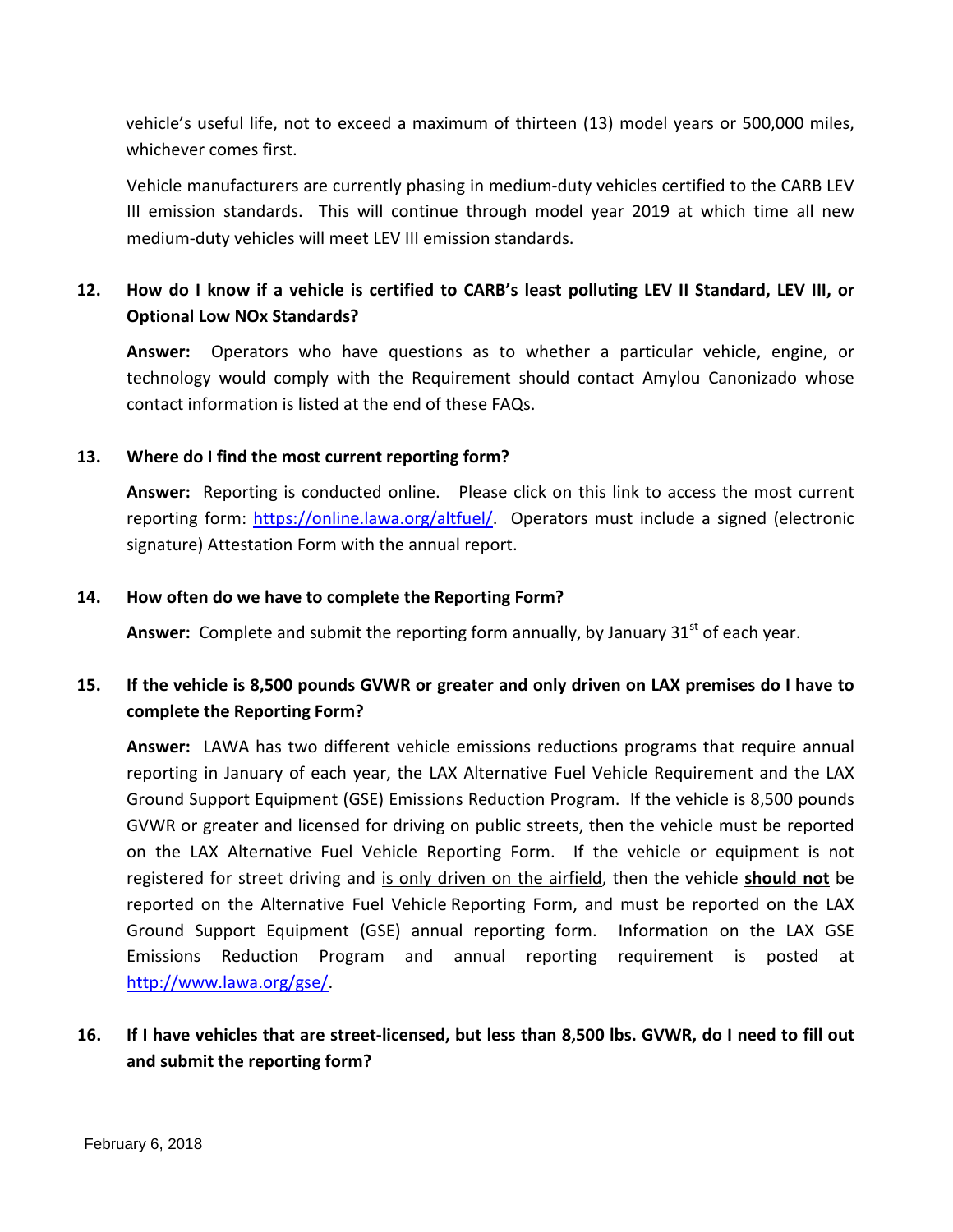vehicle's useful life, not to exceed a maximum of thirteen (13) model years or 500,000 miles, whichever comes first.

Vehicle manufacturers are currently phasing in medium-duty vehicles certified to the CARB LEV III emission standards. This will continue through model year 2019 at which time all new medium-duty vehicles will meet LEV III emission standards.

**12. How do I know if a vehicle is certified to CARB's least polluting LEV II Standard, LEV III, or Optional Low NOx Standards?**

**Answer:** Operators who have questions as to whether a particular vehicle, engine, or technology would comply with the Requirement should contact Amylou Canonizado whose contact information is listed at the end of these FAQs.

**13. Where do I find the most current reporting form?**

**Answer:** Reporting is conducted online. Please click on this link to access the most current reporting form: [https://online.lawa.org/altfuel/](https://online.lawa.org/altfuel/). Operators must include a signed (electronic signature) Attestation Form with the annual report.

**14. How often do we have to complete the Reporting Form?**

**Answer:** Complete and submit the reporting form annually, by January 31st of each year.

**15. If the vehicle is 8,500 pounds GVWR or greater and only driven on LAX premises do I have to complete the Reporting Form?**

**Answer:** LAWA has two different vehicle emissions reductions programs that require annual reporting in January of each year, the LAX Alternative Fuel Vehicle Requirement and the LAX Ground Support Equipment (GSE) Emissions Reduction Program. If the vehicle is 8,500 pounds GVWR or greater and licensed for driving on public streets, then the vehicle must be reported on the LAX Alternative Fuel Vehicle Reporting Form. If the vehicle or equipment is not registered for street driving and is only driven on the airfield, then the vehicle ***should not*** be reported on the Alternative Fuel Vehicle Reporting Form, and must be reported on the LAX Ground Support Equipment (GSE) annual reporting form. Information on the LAX GSE Emissions Reduction Program and annual reporting requirement is posted at [http://www.lawa.org/gse/](http://www.lawa.org/gse/).

**16. If I have vehicles that are street-licensed, but less than 8,500 lbs. GVWR, do I need to fill out and submit the reporting form?**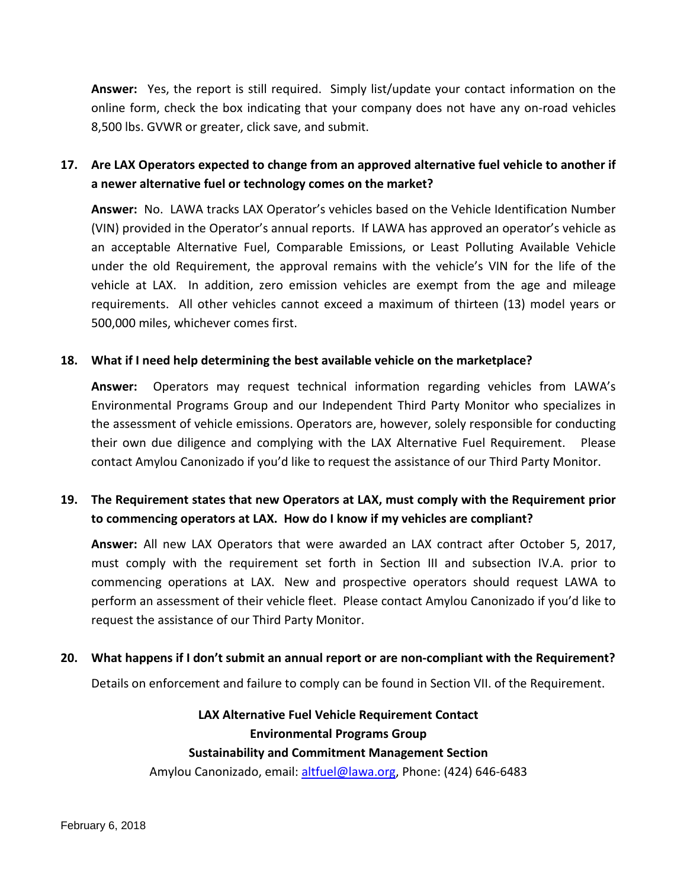**Answer:** Yes, the report is still required. Simply list/update your contact information on the online form, check the box indicating that your company does not have any on-road vehicles 8,500 lbs. GVWR or greater, click save, and submit.

**17. Are LAX Operators expected to change from an approved alternative fuel vehicle to another if a newer alternative fuel or technology comes on the market?**

**Answer:** No. LAWA tracks LAX Operator's vehicles based on the Vehicle Identification Number (VIN) provided in the Operator's annual reports. If LAWA has approved an operator's vehicle as an acceptable Alternative Fuel, Comparable Emissions, or Least Polluting Available Vehicle under the old Requirement, the approval remains with the vehicle's VIN for the life of the vehicle at LAX. In addition, zero emission vehicles are exempt from the age and mileage requirements. All other vehicles cannot exceed a maximum of thirteen (13) model years or 500,000 miles, whichever comes first.

**18. What if I need help determining the best available vehicle on the marketplace?**

**Answer:** Operators may request technical information regarding vehicles from LAWA's Environmental Programs Group and our Independent Third Party Monitor who specializes in the assessment of vehicle emissions. Operators are, however, solely responsible for conducting their own due diligence and complying with the LAX Alternative Fuel Requirement. Please contact Amylou Canonizado if you'd like to request the assistance of our Third Party Monitor.

**19. The Requirement states that new Operators at LAX, must comply with the Requirement prior to commencing operators at LAX. How do I know if my vehicles are compliant?**

**Answer:** All new LAX Operators that were awarded an LAX contract after October 5, 2017, must comply with the requirement set forth in Section III and subsection IV.A. prior to commencing operations at LAX. New and prospective operators should request LAWA to perform an assessment of their vehicle fleet. Please contact Amylou Canonizado if you'd like to request the assistance of our Third Party Monitor.

**20. What happens if I don't submit an annual report or are non-compliant with the Requirement?**

Details on enforcement and failure to comply can be found in Section VII. of the Requirement.

**LAX Alternative Fuel Vehicle Requirement Contact**
**Environmental Programs Group**
**Sustainability and Commitment Management Section**
Amylou Canonizado, email: altfuel@lawa.org, Phone: (424) 646-6483

February 6, 2018